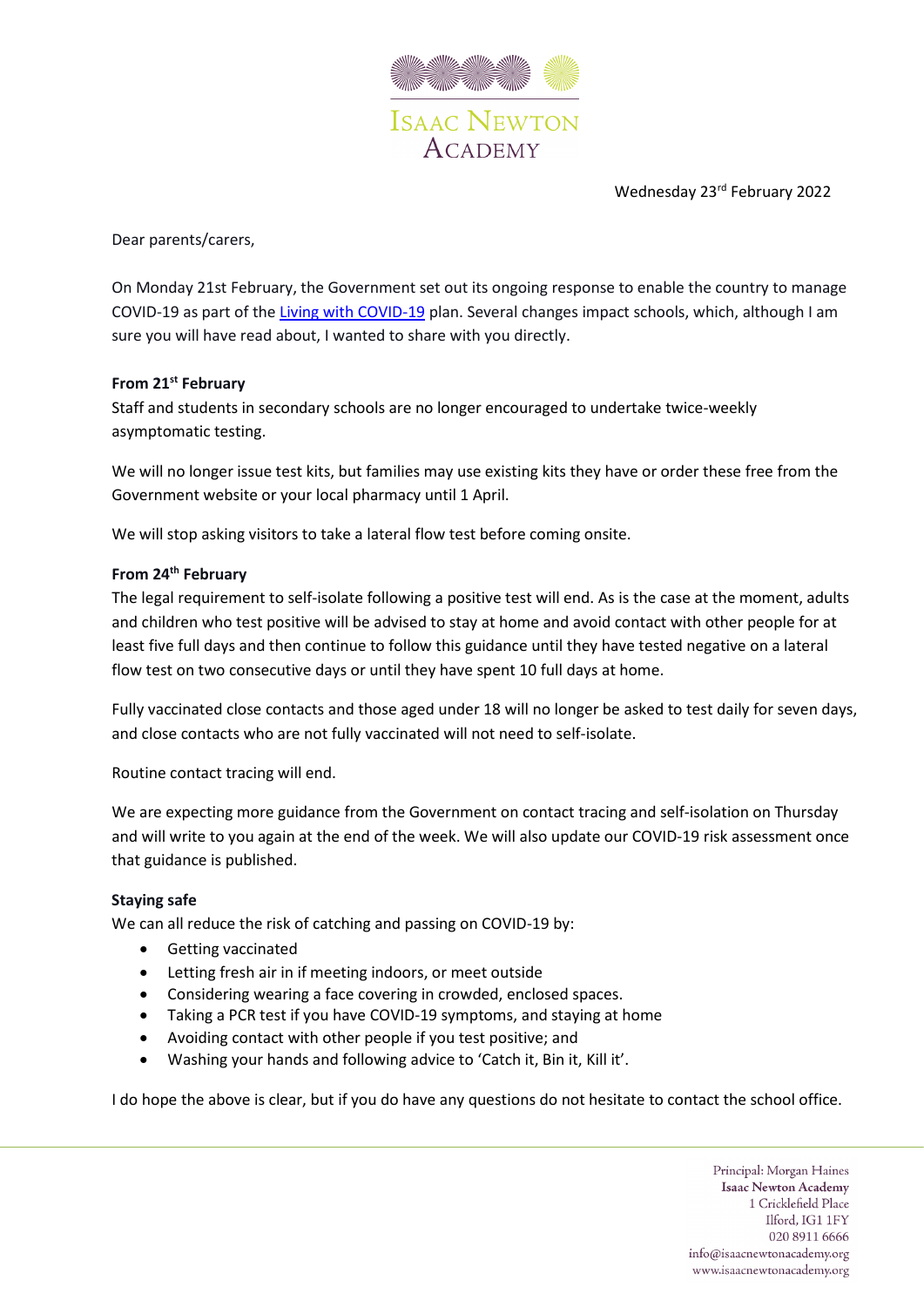ISAAC NEWTON ACADEMY

Wednesday 23rd February 2022

Dear parents/carers,

On Monday 21st February, the Government set out its ongoing response to enable the country to manage COVID-19 as part of the Living with COVID-19 plan. Several changes impact schools, which, although I am sure you will have read about, I wanted to share with you directly.

**From 21st February**

Staff and students in secondary schools are no longer encouraged to undertake twice-weekly asymptomatic testing.

We will no longer issue test kits, but families may use existing kits they have or order these free from the Government website or your local pharmacy until 1 April.

We will stop asking visitors to take a lateral flow test before coming onsite.

**From 24th February**

The legal requirement to self-isolate following a positive test will end. As is the case at the moment, adults and children who test positive will be advised to stay at home and avoid contact with other people for at least five full days and then continue to follow this guidance until they have tested negative on a lateral flow test on two consecutive days or until they have spent 10 full days at home.

Fully vaccinated close contacts and those aged under 18 will no longer be asked to test daily for seven days, and close contacts who are not fully vaccinated will not need to self-isolate.

Routine contact tracing will end.

We are expecting more guidance from the Government on contact tracing and self-isolation on Thursday and will write to you again at the end of the week. We will also update our COVID-19 risk assessment once that guidance is published.

**Staying safe**

We can all reduce the risk of catching and passing on COVID-19 by:

- Getting vaccinated
- Letting fresh air in if meeting indoors, or meet outside
- Considering wearing a face covering in crowded, enclosed spaces.
- Taking a PCR test if you have COVID-19 symptoms, and staying at home
- Avoiding contact with other people if you test positive; and
- Washing your hands and following advice to 'Catch it, Bin it, Kill it'.

I do hope the above is clear, but if you do have questions do not hesitate to contact the school office.

Principal: Morgan Haines
Isaac Newton Academy
1 Cricklefield Place
Ilford, IG1 1FY
020 8911 6666
info@isaacnewtonacademy.org
www.isaacnewtonacademy.org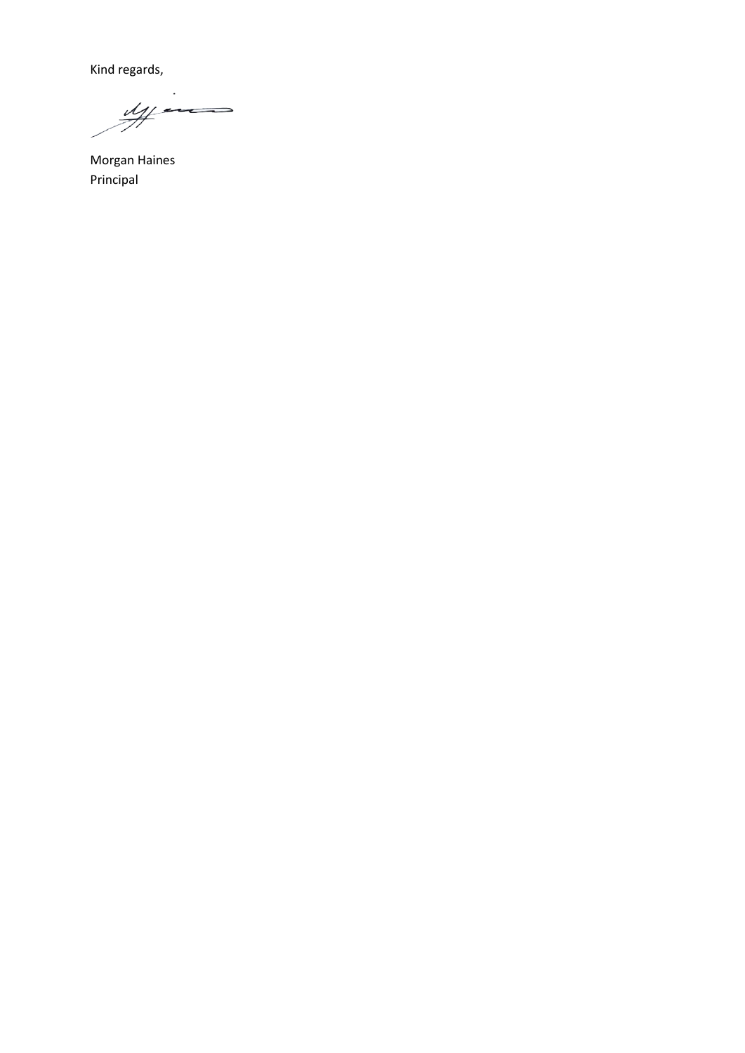Kind regards,

Morgan Haines
Principal